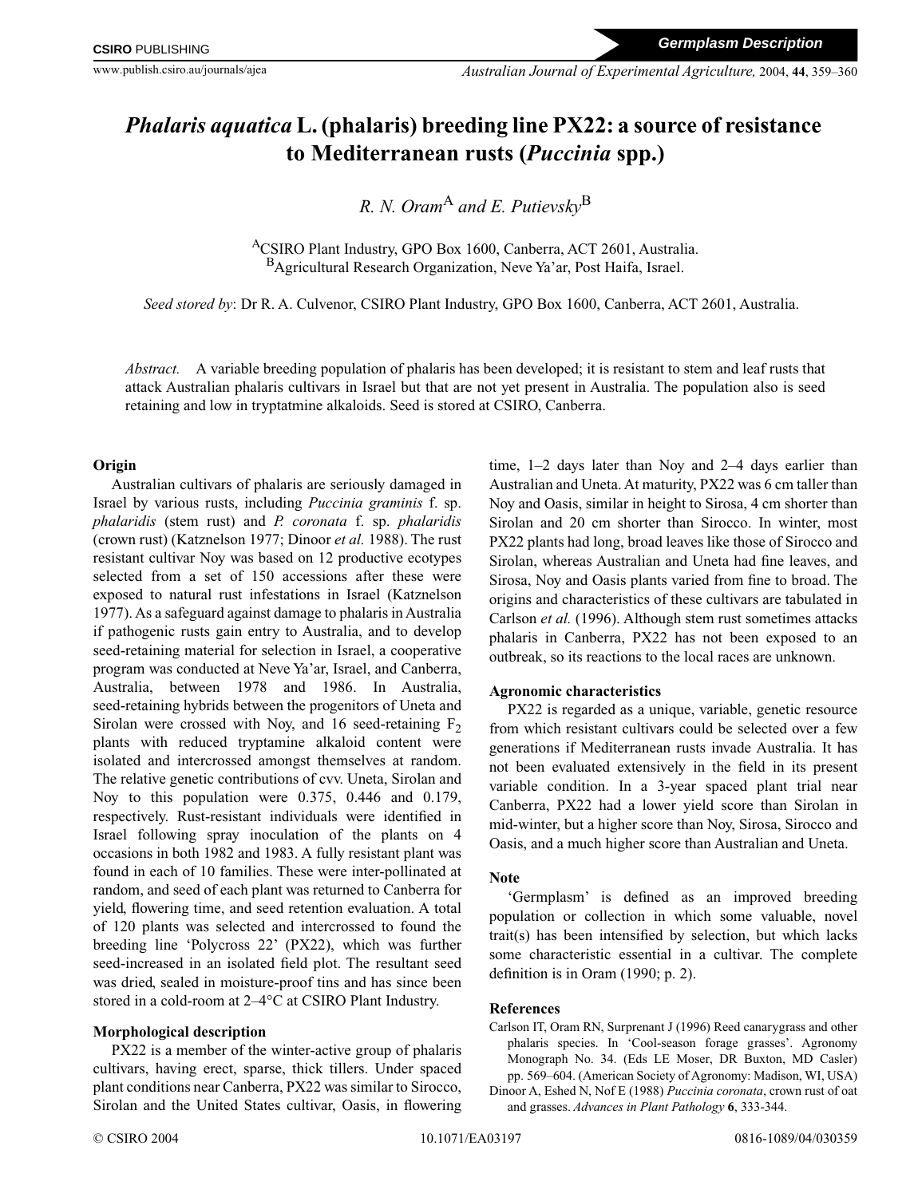*Germplasm Description*

# *Phalaris aquatica* L. (phalaris) breeding line PX22: a source of resistance to Mediterranean rusts (*Puccinia* spp.)

*R. N. Oram*[A] *and E. Putievsky*[B]

[A]CSIRO Plant Industry, GPO Box 1600, Canberra, ACT 2601, Australia.
[B]Agricultural Research Organization, Neve Ya'ar, Post Haifa, Israel.

*Seed stored by*: Dr R. A. Culvenor, CSIRO Plant Industry, GPO Box 1600, Canberra, ACT 2601, Australia.

*Abstract.* A variable breeding population of phalaris has been developed; it is resistant to stem and leaf rusts that attack Australian phalaris cultivars in Israel but that are not yet present in Australia. The population also is seed retaining and low in tryptatmine alkaloids. Seed is stored at CSIRO, Canberra.

## Origin

Australian cultivars of phalaris are seriously damaged in Israel by various rusts, including *Puccinia graminis* f. sp. *phalaridis* (stem rust) and *P. coronata* f. sp. *phalaridis* (crown rust) (Katznelson 1977; Dinoor *et al.* 1988). The rust resistant cultivar Noy was based on 12 productive ecotypes selected from a set of 150 accessions after these were exposed to natural rust infestations in Israel (Katznelson 1977). As a safeguard against damage to phalaris in Australia if pathogenic rusts gain entry to Australia, and to develop seed-retaining material for selection in Israel, a cooperative program was conducted at Neve Ya'ar, Israel, and Canberra, Australia, between 1978 and 1986. In Australia, seed-retaining hybrids between the progenitors of Uneta and Sirolan were crossed with Noy, and 16 seed-retaining $F_2$ plants with reduced tryptamine alkaloid content were isolated and intercrossed amongst themselves at random. The relative genetic contributions of cvv. Uneta, Sirolan and Noy to this population were 0.375, 0.446 and 0.179, respectively. Rust-resistant individuals were identified in Israel following spray inoculation of the plants on 4 occasions in both 1982 and 1983. A fully resistant plant was found in each of 10 families. These were inter-pollinated at random, and seed of each plant was returned to Canberra for yield, flowering time, and seed retention evaluation. A total of 120 plants was selected and intercrossed to found the breeding line 'Polycross 22' (PX22), which was further seed-increased in an isolated field plot. The resultant seed was dried, sealed in moisture-proof tins and has since been stored in a cold-room at 2–4°C at CSIRO Plant Industry.

## Morphological description

PX22 is a member of the winter-active group of phalaris cultivars, having erect, sparse, thick tillers. Under spaced plant conditions near Canberra, PX22 was similar to Sirocco, Sirolan and the United States cultivar, Oasis, in flowering time, 1–2 days later than Noy and 2–4 days earlier than Australian and Uneta. At maturity, PX22 was 6 cm taller than Noy and Oasis, similar in height to Sirosa, 4 cm shorter than Sirolan and 20 cm shorter than Sirocco. In winter, most PX22 plants had long, broad leaves like those of Sirocco and Sirolan, whereas Australian and Uneta had fine leaves, and Sirosa, Noy and Oasis plants varied from fine to broad. The origins and characteristics of these cultivars are tabulated in Carlson *et al.* (1996). Although stem rust sometimes attacks phalaris in Canberra, PX22 has not been exposed to an outbreak, so its reactions to the local races are unknown.

## Agronomic characteristics

PX22 is regarded as a unique, variable, genetic resource from which resistant cultivars could be selected over a few generations if Mediterranean rusts invade Australia. It has not been evaluated extensively in the field in its present variable condition. In a 3-year spaced plant trial near Canberra, PX22 had a lower yield score than Sirolan in mid-winter, but a higher score than Noy, Sirosa, Sirocco and Oasis, and a much higher score than Australian and Uneta.

## Note

'Germplasm' is defined as an improved breeding population or collection in which some valuable, novel trait(s) has been intensified by selection, but which lacks some characteristic essential in a cultivar. The complete definition is in Oram (1990; p. 2).

## References

Carlson IT, Oram RN, Surprenant J (1996) Reed canarygrass and other phalaris species. In 'Cool-season forage grasses'. Agronomy Monograph No. 34. (Eds LE Moser, DR Buxton, MD Casler) pp. 569–604. (American Society of Agronomy: Madison, WI, USA)

Dinoor A, Eshed N, Nof E (1988) *Puccinia coronata*, crown rust of oat and grasses. *Advances in Plant Pathology* **6**, 333-344.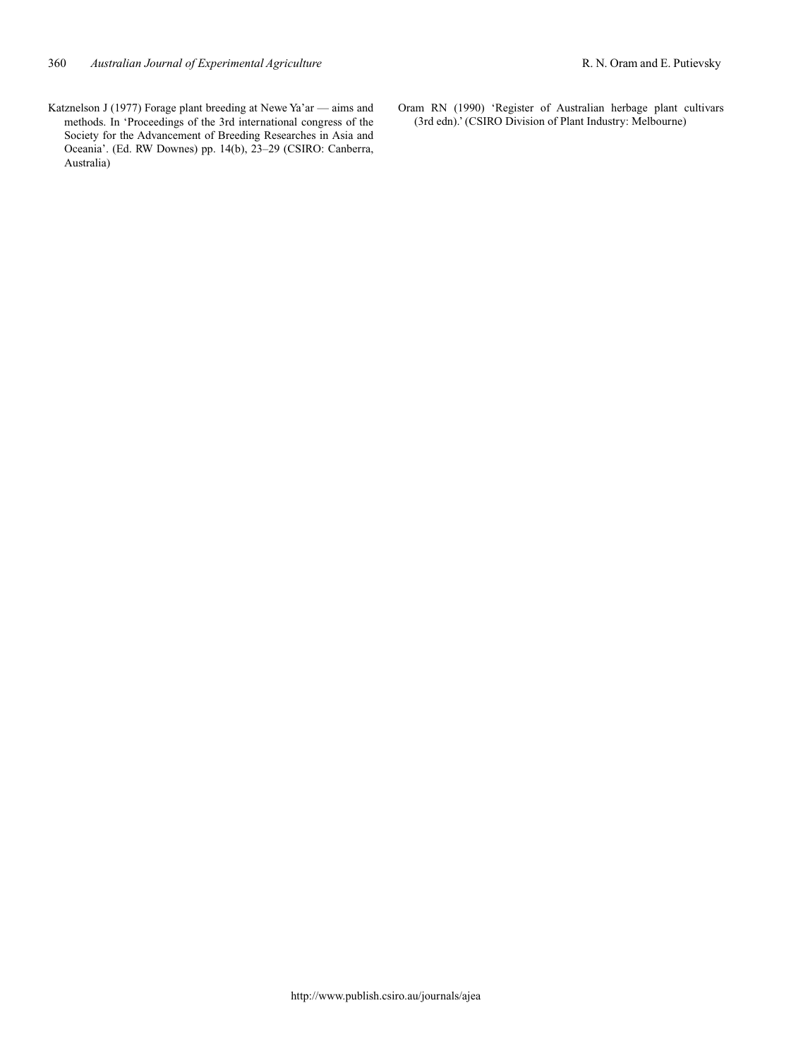Katznelson J (1977) Forage plant breeding at Newe Ya'ar — aims and methods. In 'Proceedings of the 3rd international congress of the Society for the Advancement of Breeding Researches in Asia and Oceania'. (Ed. RW Downes) pp. 14(b), 23–29 (CSIRO: Canberra, Australia)

Oram RN (1990) 'Register of Australian herbage plant cultivars (3rd edn).' (CSIRO Division of Plant Industry: Melbourne)